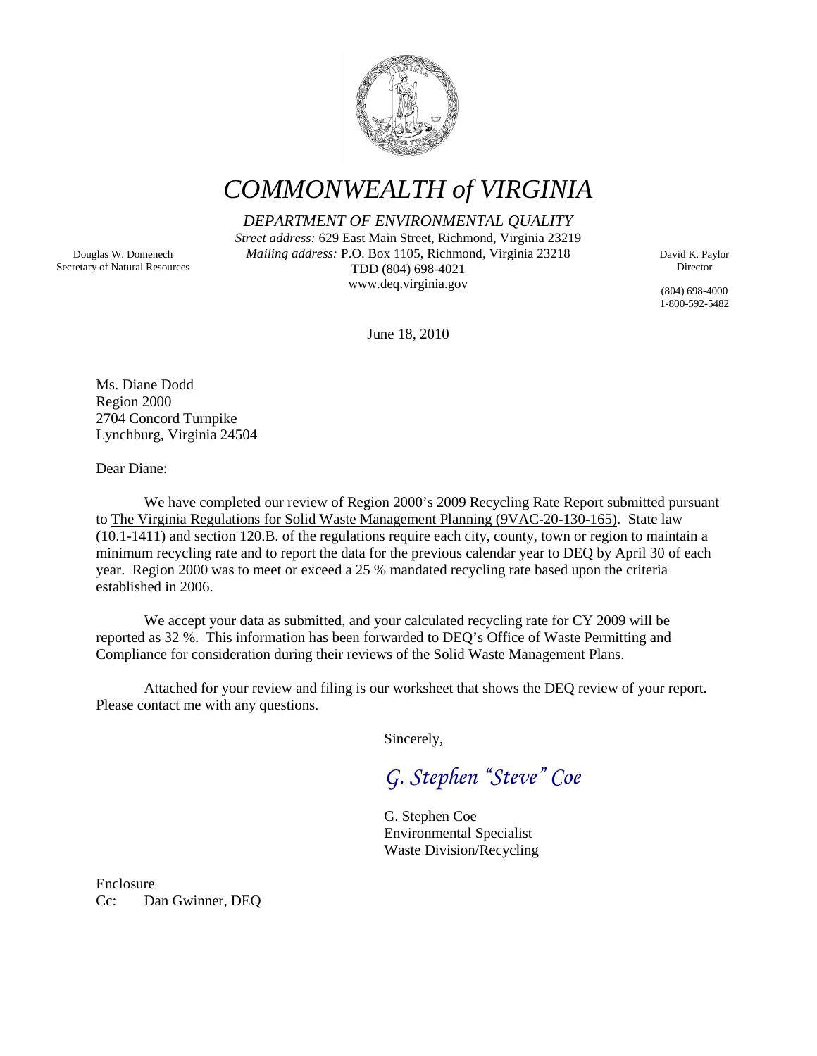# COMMONWEALTH of VIRGINIA

*DEPARTMENT OF ENVIRONMENTAL QUALITY*

*Street address:* 629 East Main Street, Richmond, Virginia 23219
*Mailing address:* P.O. Box 1105, Richmond, Virginia 23218
TDD (804) 698-4021
www.deq.virginia.gov

Douglas W. Domenech
Secretary of Natural Resources

David K. Paylor
Director

(804) 698-4000
1-800-592-5482

June 18, 2010

Ms. Diane Dodd
Region 2000
2704 Concord Turnpike
Lynchburg, Virginia 24504

Dear Diane:

We have completed our review of Region 2000's 2009 Recycling Rate Report submitted pursuant to The Virginia Regulations for Solid Waste Management Planning (9VAC-20-130-165). State law (10.1-1411) and section 120.B. of the regulations require each city, county, town or region to maintain a minimum recycling rate and to report the data for the previous calendar year to DEQ by April 30 of each year. Region 2000 was to meet or exceed a 25 % mandated recycling rate based upon the criteria established in 2006.

We accept your data as submitted, and your calculated recycling rate for CY 2009 will be reported as 32 %. This information has been forwarded to DEQ's Office of Waste Permitting and Compliance for consideration during their reviews of the Solid Waste Management Plans.

Attached for your review and filing is our worksheet that shows the DEQ review of your report. Please contact me with any questions.

Sincerely,

*G. Stephen "Steve" Coe*

G. Stephen Coe
Environmental Specialist
Waste Division/Recycling

Enclosure
Cc: Dan Gwinner, DEQ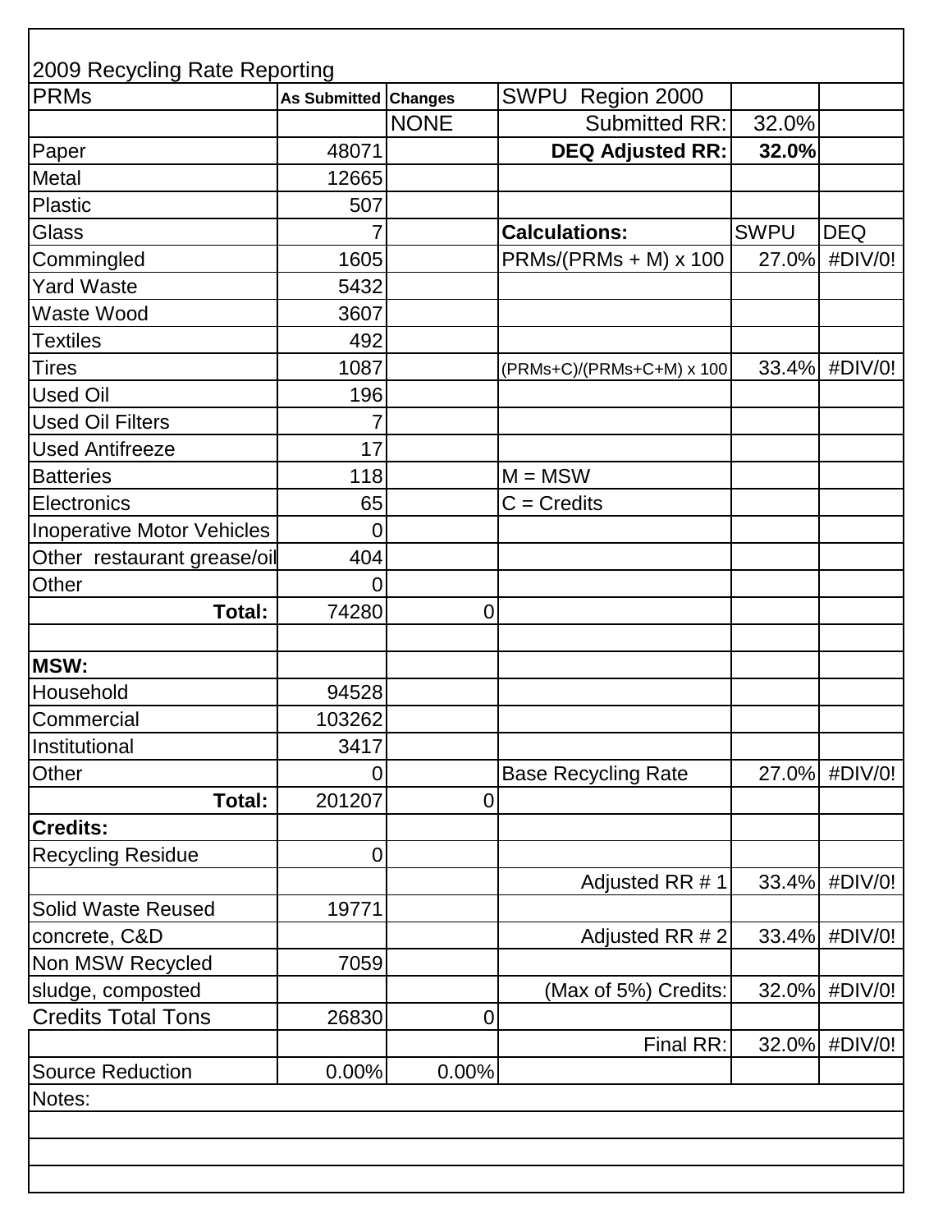2009 Recycling Rate Reporting

| PRMs | As Submitted | Changes | SWPU Region 2000 | | |
|---|---|---|---|---|---|
| | | NONE | Submitted RR: | 32.0% | |
| Paper | 48071 | | **DEQ Adjusted RR:** | **32.0%** | |
| Metal | 12665 | | | | |
| Plastic | 507 | | | | |
| Glass | 7 | | **Calculations:** | SWPU | DEQ |
| Commingled | 1605 | | PRMs/(PRMs + M) x 100 | 27.0% | #DIV/0! |
| Yard Waste | 5432 | | | | |
| Waste Wood | 3607 | | | | |
| Textiles | 492 | | | | |
| Tires | 1087 | | (PRMs+C)/(PRMs+C+M) x 100 | 33.4% | #DIV/0! |
| Used Oil | 196 | | | | |
| Used Oil Filters | 7 | | | | |
| Used Antifreeze | 17 | | | | |
| Batteries | 118 | | M = MSW | | |
| Electronics | 65 | | C = Credits | | |
| Inoperative Motor Vehicles | 0 | | | | |
| Other restaurant grease/oil | 404 | | | | |
| Other | 0 | | | | |
| **Total:** | 74280 | 0 | | | |
| | | | | | |
| **MSW:** | | | | | |
| Household | 94528 | | | | |
| Commercial | 103262 | | | | |
| Institutional | 3417 | | | | |
| Other | 0 | | Base Recycling Rate | 27.0% | #DIV/0! |
| **Total:** | 201207 | 0 | | | |
| **Credits:** | | | | | |
| Recycling Residue | 0 | | | | |
| | | | Adjusted RR # 1 | 33.4% | #DIV/0! |
| Solid Waste Reused | 19771 | | | | |
| concrete, C&D | | | Adjusted RR # 2 | 33.4% | #DIV/0! |
| Non MSW Recycled | 7059 | | | | |
| sludge, composted | | | (Max of 5%) Credits: | 32.0% | #DIV/0! |
| Credits Total Tons | 26830 | 0 | | | |
| | | | Final RR: | 32.0% | #DIV/0! |
| Source Reduction | 0.00% | 0.00% | | | |
| Notes: | | | | | |